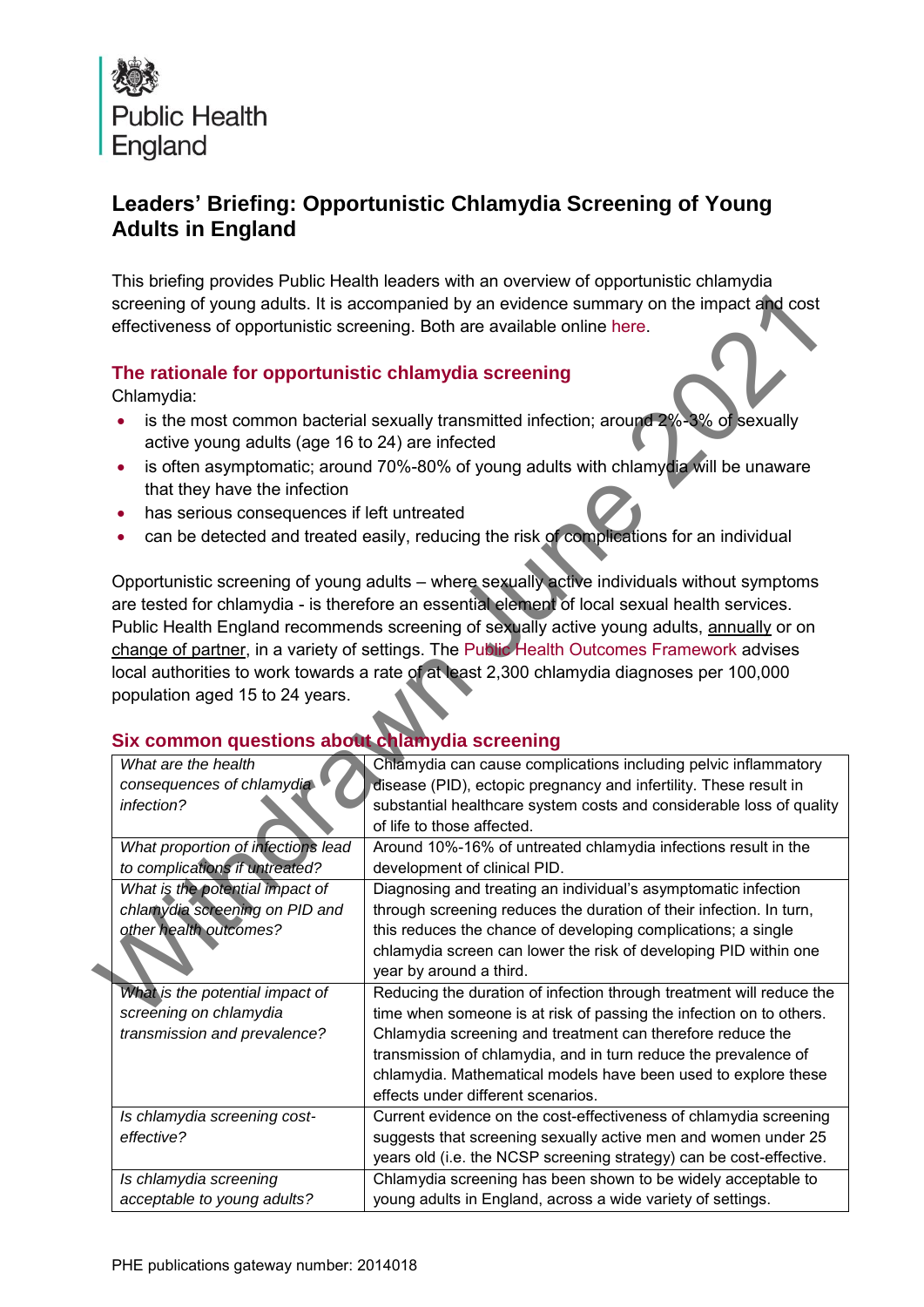Public Health England

# Leaders' Briefing: Opportunistic Chlamydia Screening of Young Adults in England

This briefing provides Public Health leaders with an overview of opportunistic chlamydia screening of young adults. It is accompanied by an evidence summary on the impact and cost effectiveness of opportunistic screening. Both are available online here.

## The rationale for opportunistic chlamydia screening

Chlamydia:

- is the most common bacterial sexually transmitted infection; around 2%-3% of sexually active young adults (age 16 to 24) are infected
- is often asymptomatic; around 70%-80% of young adults with chlamydia will be unaware that they have the infection
- has serious consequences if left untreated
- can be detected and treated easily, reducing the risk of complications for an individual

Opportunistic screening of young adults – where sexually active individuals without symptoms are tested for chlamydia - is therefore an essential element of local sexual health services. Public Health England recommends screening of sexually active young adults, annually or on change of partner, in a variety of settings. The Public Health Outcomes Framework advises local authorities to work towards a rate of at least 2,300 chlamydia diagnoses per 100,000 population aged 15 to 24 years.

## Six common questions about chlamydia screening

| | |
|---|---|
| *What are the health consequences of chlamydia infection?* | Chlamydia can cause complications including pelvic inflammatory disease (PID), ectopic pregnancy and infertility. These result in substantial healthcare system costs and considerable loss of quality of life to those affected. |
| *What proportion of infections lead to complications if untreated?* | Around 10%-16% of untreated chlamydia infections result in the development of clinical PID. |
| *What is the potential impact of chlamydia screening on PID and other health outcomes?* | Diagnosing and treating an individual's asymptomatic infection through screening reduces the duration of their infection. In turn, this reduces the chance of developing complications; a single chlamydia screen can lower the risk of developing PID within one year by around a third. |
| *What is the potential impact of screening on chlamydia transmission and prevalence?* | Reducing the duration of infection through treatment will reduce the time when someone is at risk of passing the infection on to others. Chlamydia screening and treatment can therefore reduce the transmission of chlamydia, and in turn reduce the prevalence of chlamydia. Mathematical models have been used to explore these effects under different scenarios. |
| *Is chlamydia screening cost-effective?* | Current evidence on the cost-effectiveness of chlamydia screening suggests that screening sexually active men and women under 25 years old (i.e. the NCSP screening strategy) can be cost-effective. |
| *Is chlamydia screening acceptable to young adults?* | Chlamydia screening has been shown to be widely acceptable to young adults in England, across a wide variety of settings. |

Withdrawn June 2021

PHE publications gateway number: 2014018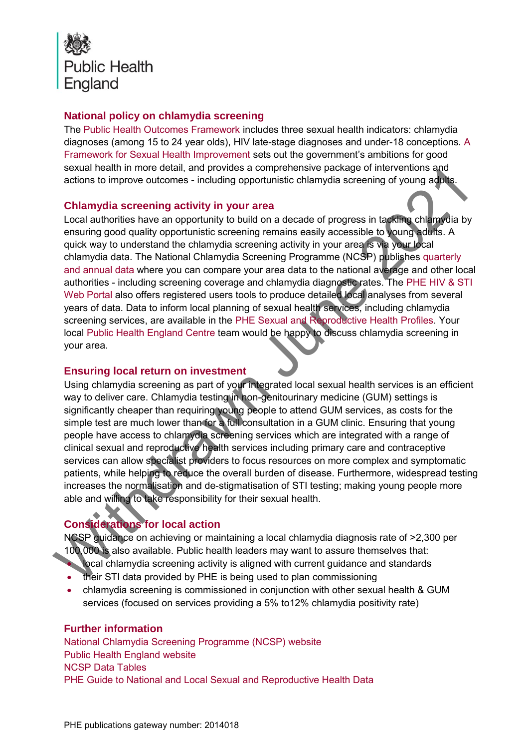Public Health England

## National policy on chlamydia screening

The Public Health Outcomes Framework includes three sexual health indicators: chlamydia diagnoses (among 15 to 24 year olds), HIV late-stage diagnoses and under-18 conceptions. A Framework for Sexual Health Improvement sets out the government's ambitions for good sexual health in more detail, and provides a comprehensive package of interventions and actions to improve outcomes - including opportunistic chlamydia screening of young adults.

## Chlamydia screening activity in your area

Local authorities have an opportunity to build on a decade of progress in tackling chlamydia by ensuring good quality opportunistic screening remains easily accessible to young adults. A quick way to understand the chlamydia screening activity in your area is via your local chlamydia data. The National Chlamydia Screening Programme (NCSP) publishes quarterly and annual data where you can compare your area data to the national average and other local authorities - including screening coverage and chlamydia diagnostic rates. The PHE HIV & STI Web Portal also offers registered users tools to produce detailed local analyses from several years of data. Data to inform local planning of sexual health services, including chlamydia screening services, are available in the PHE Sexual and Reproductive Health Profiles. Your local Public Health England Centre team would be happy to discuss chlamydia screening in your area.

## Ensuring local return on investment

Using chlamydia screening as part of your integrated local sexual health services is an efficient way to deliver care. Chlamydia testing in non-genitourinary medicine (GUM) settings is significantly cheaper than requiring young people to attend GUM services, as costs for the simple test are much lower than for a full consultation in a GUM clinic. Ensuring that young people have access to chlamydia screening services which are integrated with a range of clinical sexual and reproductive health services including primary care and contraceptive services can allow specialist providers to focus resources on more complex and symptomatic patients, while helping to reduce the overall burden of disease. Furthermore, widespread testing increases the normalisation and de-stigmatisation of STI testing; making young people more able and willing to take responsibility for their sexual health.

## Considerations for local action

NCSP guidance on achieving or maintaining a local chlamydia diagnosis rate of >2,300 per 100,000 is also available. Public health leaders may want to assure themselves that:

- local chlamydia screening activity is aligned with current guidance and standards
- their STI data provided by PHE is being used to plan commissioning
- chlamydia screening is commissioned in conjunction with other sexual health & GUM services (focused on services providing a 5% to12% chlamydia positivity rate)

## Further information

National Chlamydia Screening Programme (NCSP) website
Public Health England website
NCSP Data Tables
PHE Guide to National and Local Sexual and Reproductive Health Data

PHE publications gateway number: 2014018

Withdrawn June 2021